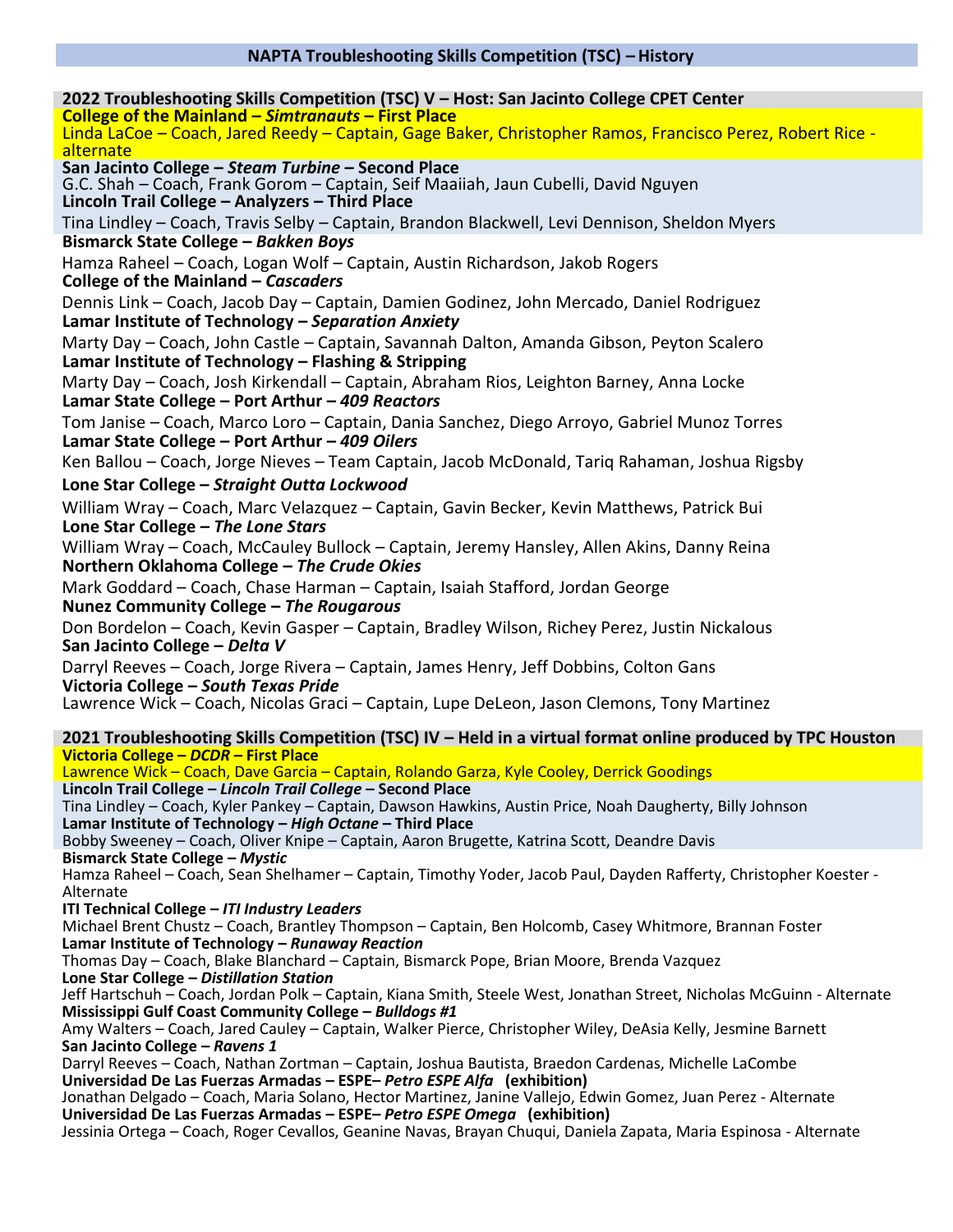# NAPTA Troubleshooting Skills Competition (TSC) – History

## 2022 Troubleshooting Skills Competition (TSC) V – Host: San Jacinto College CPET Center

**College of the Mainland – *Simtranauts* – First Place**
Linda LaCoe – Coach, Jared Reedy – Captain, Gage Baker, Christopher Ramos, Francisco Perez, Robert Rice - alternate

**San Jacinto College – *Steam Turbine* – Second Place**
G.C. Shah – Coach, Frank Gorom – Captain, Seif Maaiiah, Jaun Cubelli, David Nguyen

**Lincoln Trail College – Analyzers – Third Place**
Tina Lindley – Coach, Travis Selby – Captain, Brandon Blackwell, Levi Dennison, Sheldon Myers

**Bismarck State College – *Bakken Boys***
Hamza Raheel – Coach, Logan Wolf – Captain, Austin Richardson, Jakob Rogers

**College of the Mainland – *Cascaders***
Dennis Link – Coach, Jacob Day – Captain, Damien Godinez, John Mercado, Daniel Rodriguez

**Lamar Institute of Technology – *Separation Anxiety***
Marty Day – Coach, John Castle – Captain, Savannah Dalton, Amanda Gibson, Peyton Scalero

**Lamar Institute of Technology – Flashing & Stripping**
Marty Day – Coach, Josh Kirkendall – Captain, Abraham Rios, Leighton Barney, Anna Locke

**Lamar State College – Port Arthur – *409 Reactors***
Tom Janise – Coach, Marco Loro – Captain, Dania Sanchez, Diego Arroyo, Gabriel Munoz Torres

**Lamar State College – Port Arthur – *409 Oilers***
Ken Ballou – Coach, Jorge Nieves – Team Captain, Jacob McDonald, Tariq Rahaman, Joshua Rigsby

**Lone Star College – *Straight Outta Lockwood***
William Wray – Coach, Marc Velazquez – Captain, Gavin Becker, Kevin Matthews, Patrick Bui

**Lone Star College – *The Lone Stars***
William Wray – Coach, McCauley Bullock – Captain, Jeremy Hansley, Allen Akins, Danny Reina

**Northern Oklahoma College – *The Crude Okies***
Mark Goddard – Coach, Chase Harman – Captain, Isaiah Stafford, Jordan George

**Nunez Community College – *The Rougarous***
Don Bordelon – Coach, Kevin Gasper – Captain, Bradley Wilson, Richey Perez, Justin Nickalous

**San Jacinto College – *Delta V***
Darryl Reeves – Coach, Jorge Rivera – Captain, James Henry, Jeff Dobbins, Colton Gans

**Victoria College – *South Texas Pride***
Lawrence Wick – Coach, Nicolas Graci – Captain, Lupe DeLeon, Jason Clemons, Tony Martinez

## 2021 Troubleshooting Skills Competition (TSC) IV – Held in a virtual format online produced by TPC Houston

**Victoria College – *DCDR* – First Place**
Lawrence Wick – Coach, Dave Garcia – Captain, Rolando Garza, Kyle Cooley, Derrick Goodings

**Lincoln Trail College – *Lincoln Trail College* – Second Place**
Tina Lindley – Coach, Kyler Pankey – Captain, Dawson Hawkins, Austin Price, Noah Daugherty, Billy Johnson

**Lamar Institute of Technology – *High Octane* – Third Place**
Bobby Sweeney – Coach, Oliver Knipe – Captain, Aaron Brugette, Katrina Scott, Deandre Davis

**Bismarck State College – *Mystic***
Hamza Raheel – Coach, Sean Shelhamer – Captain, Timothy Yoder, Jacob Paul, Dayden Rafferty, Christopher Koester - Alternate

**ITI Technical College – *ITI Industry Leaders***
Michael Brent Chustz – Coach, Brantley Thompson – Captain, Ben Holcomb, Casey Whitmore, Brannan Foster

**Lamar Institute of Technology – *Runaway Reaction***
Thomas Day – Coach, Blake Blanchard – Captain, Bismarck Pope, Brian Moore, Brenda Vazquez

**Lone Star College – *Distillation Station***
Jeff Hartschuh – Coach, Jordan Polk – Captain, Kiana Smith, Steele West, Jonathan Street, Nicholas McGuinn - Alternate

**Mississippi Gulf Coast Community College – *Bulldogs #1***
Amy Walters – Coach, Jared Cauley – Captain, Walker Pierce, Christopher Wiley, DeAsia Kelly, Jesmine Barnett

**San Jacinto College – *Ravens 1***
Darryl Reeves – Coach, Nathan Zortman – Captain, Joshua Bautista, Braedon Cardenas, Michelle LaCombe

**Universidad De Las Fuerzas Armadas – ESPE– *Petro ESPE Alfa* (exhibition)**
Jonathan Delgado – Coach, Maria Solano, Hector Martinez, Janine Vallejo, Edwin Gomez, Juan Perez - Alternate

**Universidad De Las Fuerzas Armadas – ESPE– *Petro ESPE Omega* (exhibition)**
Jessinia Ortega – Coach, Roger Cevallos, Geanine Navas, Brayan Chuqui, Daniela Zapata, Maria Espinosa - Alternate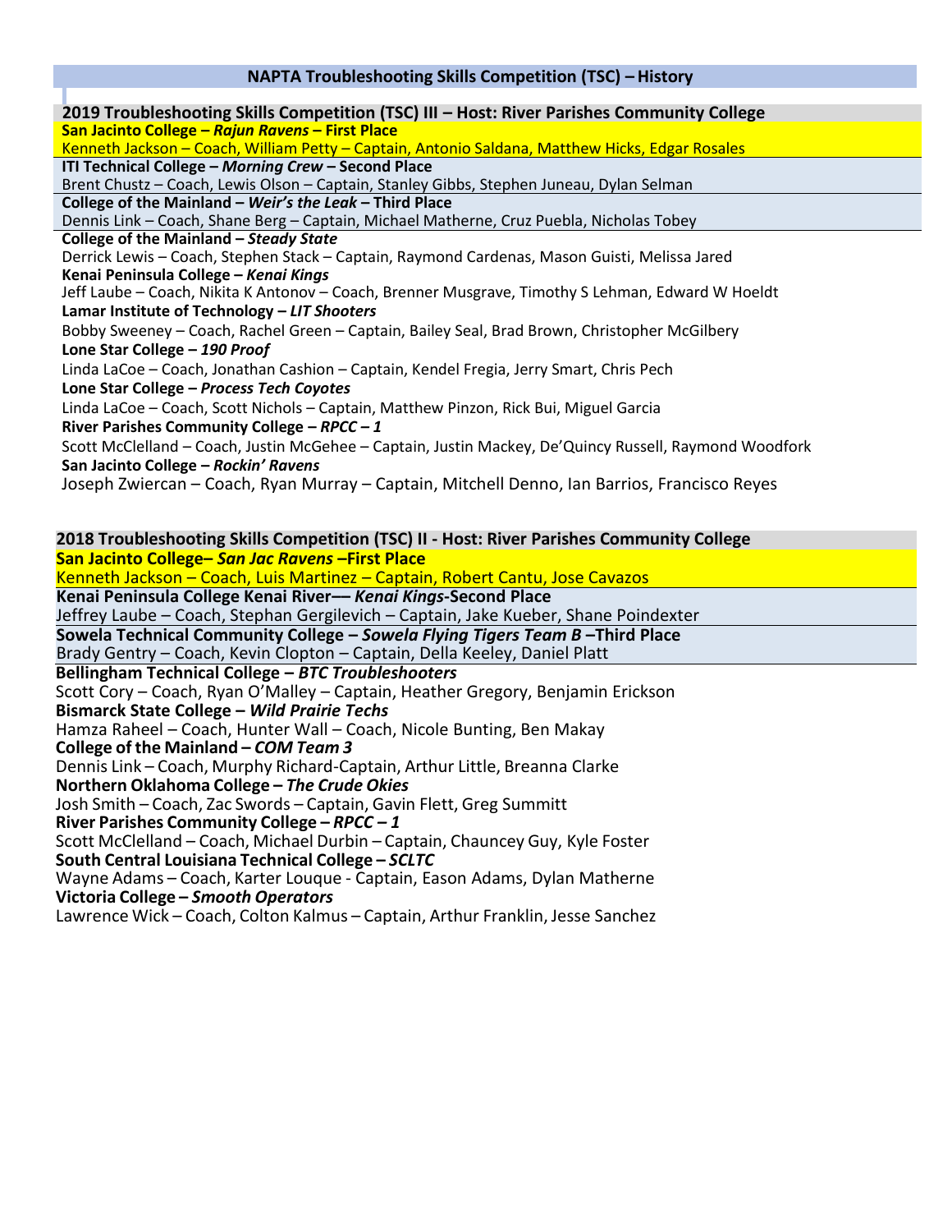# NAPTA Troubleshooting Skills Competition (TSC) – History

## 2019 Troubleshooting Skills Competition (TSC) III – Host: River Parishes Community College

**San Jacinto College – *Rajun Ravens* – First Place**
Kenneth Jackson – Coach, William Petty – Captain, Antonio Saldana, Matthew Hicks, Edgar Rosales

**ITI Technical College – *Morning Crew* – Second Place**
Brent Chustz – Coach, Lewis Olson – Captain, Stanley Gibbs, Stephen Juneau, Dylan Selman

**College of the Mainland – *Weir's the Leak* – Third Place**
Dennis Link – Coach, Shane Berg – Captain, Michael Matherne, Cruz Puebla, Nicholas Tobey

**College of the Mainland – *Steady State***
Derrick Lewis – Coach, Stephen Stack – Captain, Raymond Cardenas, Mason Guisti, Melissa Jared

**Kenai Peninsula College – *Kenai Kings***
Jeff Laube – Coach, Nikita K Antonov – Coach, Brenner Musgrave, Timothy S Lehman, Edward W Hoeldt

**Lamar Institute of Technology – *LIT Shooters***
Bobby Sweeney – Coach, Rachel Green – Captain, Bailey Seal, Brad Brown, Christopher McGilbery

**Lone Star College – *190 Proof***
Linda LaCoe – Coach, Jonathan Cashion – Captain, Kendel Fregia, Jerry Smart, Chris Pech

**Lone Star College – *Process Tech Coyotes***
Linda LaCoe – Coach, Scott Nichols – Captain, Matthew Pinzon, Rick Bui, Miguel Garcia

**River Parishes Community College – *RPCC – 1***
Scott McClelland – Coach, Justin McGehee – Captain, Justin Mackey, De'Quincy Russell, Raymond Woodfork

**San Jacinto College – *Rockin' Ravens***
Joseph Zwiercan – Coach, Ryan Murray – Captain, Mitchell Denno, Ian Barrios, Francisco Reyes

## 2018 Troubleshooting Skills Competition (TSC) II - Host: River Parishes Community College

**San Jacinto College– *San Jac Ravens* –First Place**
Kenneth Jackson – Coach, Luis Martinez – Captain, Robert Cantu, Jose Cavazos

**Kenai Peninsula College Kenai River–– *Kenai Kings*-Second Place**
Jeffrey Laube – Coach, Stephan Gergilevich – Captain, Jake Kueber, Shane Poindexter

**Sowela Technical Community College – *Sowela Flying Tigers Team B* –Third Place**
Brady Gentry – Coach, Kevin Clopton – Captain, Della Keeley, Daniel Platt

**Bellingham Technical College – *BTC Troubleshooters***
Scott Cory – Coach, Ryan O'Malley – Captain, Heather Gregory, Benjamin Erickson

**Bismarck State College – *Wild Prairie Techs***
Hamza Raheel – Coach, Hunter Wall – Coach, Nicole Bunting, Ben Makay

**College of the Mainland – *COM Team 3***
Dennis Link – Coach, Murphy Richard-Captain, Arthur Little, Breanna Clarke

**Northern Oklahoma College – *The Crude Okies***
Josh Smith – Coach, Zac Swords – Captain, Gavin Flett, Greg Summitt

**River Parishes Community College – *RPCC – 1***
Scott McClelland – Coach, Michael Durbin – Captain, Chauncey Guy, Kyle Foster

**South Central Louisiana Technical College – *SCLTC***
Wayne Adams – Coach, Karter Louque - Captain, Eason Adams, Dylan Matherne

**Victoria College – *Smooth Operators***
Lawrence Wick – Coach, Colton Kalmus – Captain, Arthur Franklin, Jesse Sanchez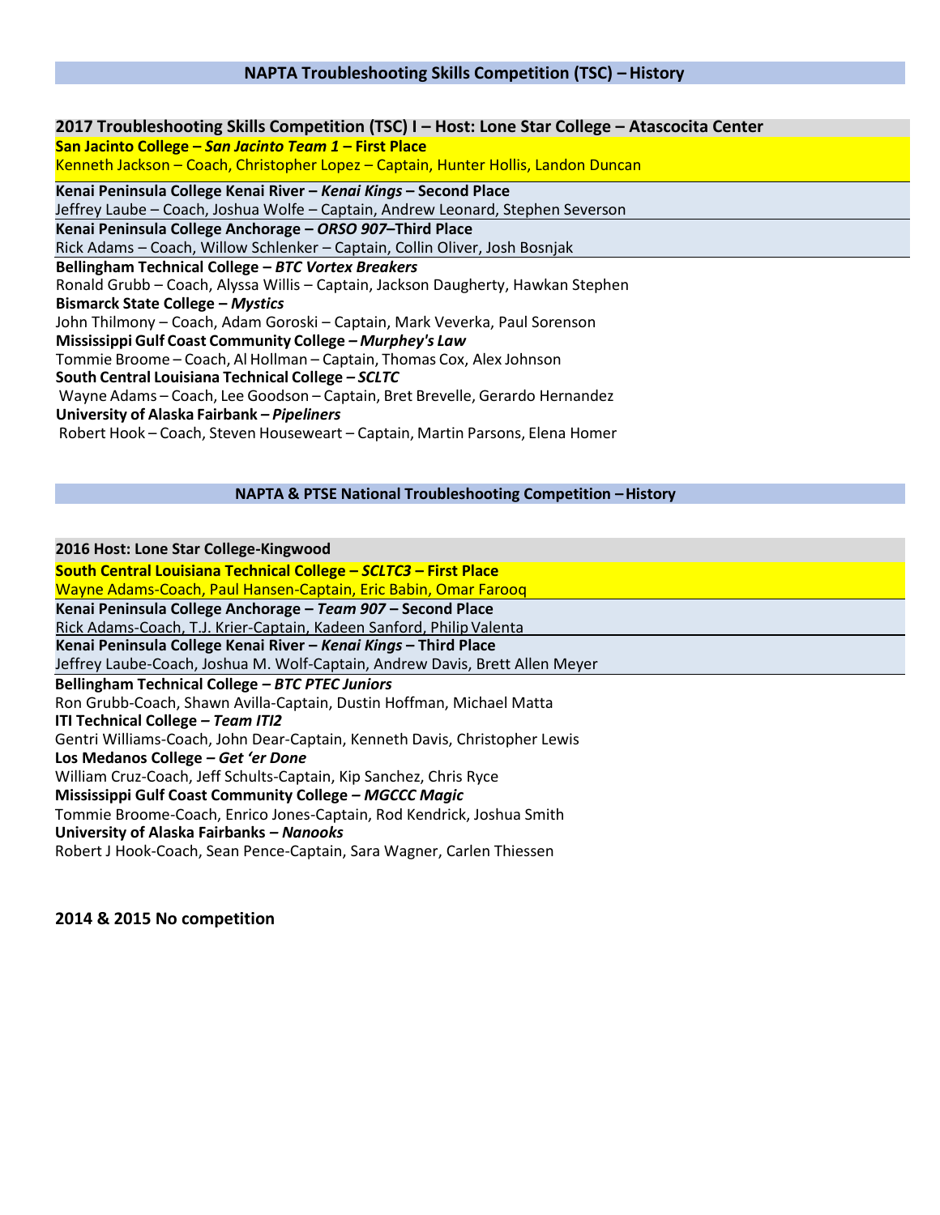## NAPTA Troubleshooting Skills Competition (TSC) – History

### 2017 Troubleshooting Skills Competition (TSC) I – Host: Lone Star College – Atascocita Center

**San Jacinto College – *San Jacinto Team 1* – First Place**
Kenneth Jackson – Coach, Christopher Lopez – Captain, Hunter Hollis, Landon Duncan

**Kenai Peninsula College Kenai River – *Kenai Kings* – Second Place**
Jeffrey Laube – Coach, Joshua Wolfe – Captain, Andrew Leonard, Stephen Severson

**Kenai Peninsula College Anchorage – *ORSO 907*–Third Place**
Rick Adams – Coach, Willow Schlenker – Captain, Collin Oliver, Josh Bosnjak

**Bellingham Technical College – *BTC Vortex Breakers***
Ronald Grubb – Coach, Alyssa Willis – Captain, Jackson Daugherty, Hawkan Stephen

**Bismarck State College – *Mystics***
John Thilmony – Coach, Adam Goroski – Captain, Mark Veverka, Paul Sorenson

**Mississippi Gulf Coast Community College – *Murphey's Law***
Tommie Broome – Coach, Al Hollman – Captain, Thomas Cox, Alex Johnson

**South Central Louisiana Technical College – *SCLTC***
Wayne Adams – Coach, Lee Goodson – Captain, Bret Brevelle, Gerardo Hernandez

**University of Alaska Fairbank – *Pipeliners***
Robert Hook – Coach, Steven Houseweart – Captain, Martin Parsons, Elena Homer

## NAPTA & PTSE National Troubleshooting Competition – History

### 2016 Host: Lone Star College-Kingwood

**South Central Louisiana Technical College – *SCLTC3* – First Place**
Wayne Adams-Coach, Paul Hansen-Captain, Eric Babin, Omar Farooq

**Kenai Peninsula College Anchorage – *Team 907* – Second Place**
Rick Adams-Coach, T.J. Krier-Captain, Kadeen Sanford, Philip Valenta

**Kenai Peninsula College Kenai River – *Kenai Kings* – Third Place**
Jeffrey Laube-Coach, Joshua M. Wolf-Captain, Andrew Davis, Brett Allen Meyer

**Bellingham Technical College – *BTC PTEC Juniors***
Ron Grubb-Coach, Shawn Avilla-Captain, Dustin Hoffman, Michael Matta

**ITI Technical College – *Team ITI2***
Gentri Williams-Coach, John Dear-Captain, Kenneth Davis, Christopher Lewis

**Los Medanos College – *Get 'er Done***
William Cruz-Coach, Jeff Schults-Captain, Kip Sanchez, Chris Ryce

**Mississippi Gulf Coast Community College – *MGCCC Magic***
Tommie Broome-Coach, Enrico Jones-Captain, Rod Kendrick, Joshua Smith

**University of Alaska Fairbanks – *Nanooks***
Robert J Hook-Coach, Sean Pence-Captain, Sara Wagner, Carlen Thiessen

**2014 & 2015 No competition**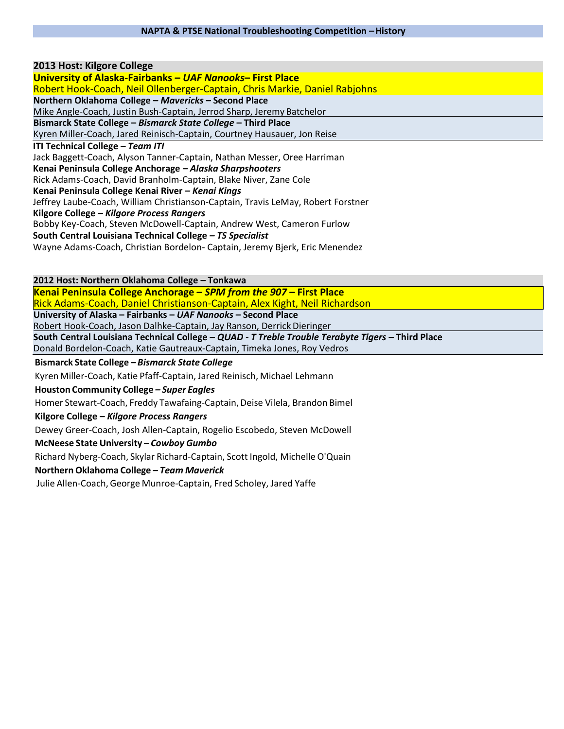## NAPTA & PTSE National Troubleshooting Competition – History

### 2013 Host: Kilgore College

**University of Alaska-Fairbanks – *UAF Nanooks* – First Place**
Robert Hook-Coach, Neil Ollenberger-Captain, Chris Markie, Daniel Rabjohns

**Northern Oklahoma College – *Mavericks* – Second Place**
Mike Angle-Coach, Justin Bush-Captain, Jerrod Sharp, Jeremy Batchelor

**Bismarck State College – *Bismarck State College* – Third Place**
Kyren Miller-Coach, Jared Reinisch-Captain, Courtney Hausauer, Jon Reise

**ITI Technical College – *Team ITI***
Jack Baggett-Coach, Alyson Tanner-Captain, Nathan Messer, Oree Harriman

**Kenai Peninsula College Anchorage – *Alaska Sharpshooters***
Rick Adams-Coach, David Branholm-Captain, Blake Niver, Zane Cole

**Kenai Peninsula College Kenai River – *Kenai Kings***
Jeffrey Laube-Coach, William Christianson-Captain, Travis LeMay, Robert Forstner

**Kilgore College – *Kilgore Process Rangers***
Bobby Key-Coach, Steven McDowell-Captain, Andrew West, Cameron Furlow

**South Central Louisiana Technical College – *TS Specialist***
Wayne Adams-Coach, Christian Bordelon- Captain, Jeremy Bjerk, Eric Menendez

### 2012 Host: Northern Oklahoma College – Tonkawa

**Kenai Peninsula College Anchorage – *SPM from the 907* – First Place**
Rick Adams-Coach, Daniel Christianson-Captain, Alex Kight, Neil Richardson

**University of Alaska – Fairbanks – *UAF Nanooks* – Second Place**
Robert Hook-Coach, Jason Dalhke-Captain, Jay Ranson, Derrick Dieringer

**South Central Louisiana Technical College – *QUAD - T Treble Trouble Terabyte Tigers* – Third Place**
Donald Bordelon-Coach, Katie Gautreaux-Captain, Timeka Jones, Roy Vedros

**Bismarck State College – *Bismarck State College***
Kyren Miller-Coach, Katie Pfaff-Captain, Jared Reinisch, Michael Lehmann

**Houston Community College – *Super Eagles***
Homer Stewart-Coach, Freddy Tawafaing-Captain, Deise Vilela, Brandon Bimel

**Kilgore College – *Kilgore Process Rangers***
Dewey Greer-Coach, Josh Allen-Captain, Rogelio Escobedo, Steven McDowell

**McNeese State University – *Cowboy Gumbo***
Richard Nyberg-Coach, Skylar Richard-Captain, Scott Ingold, Michelle O'Quain

**Northern Oklahoma College – *Team Maverick***
Julie Allen-Coach, George Munroe-Captain, Fred Scholey, Jared Yaffe